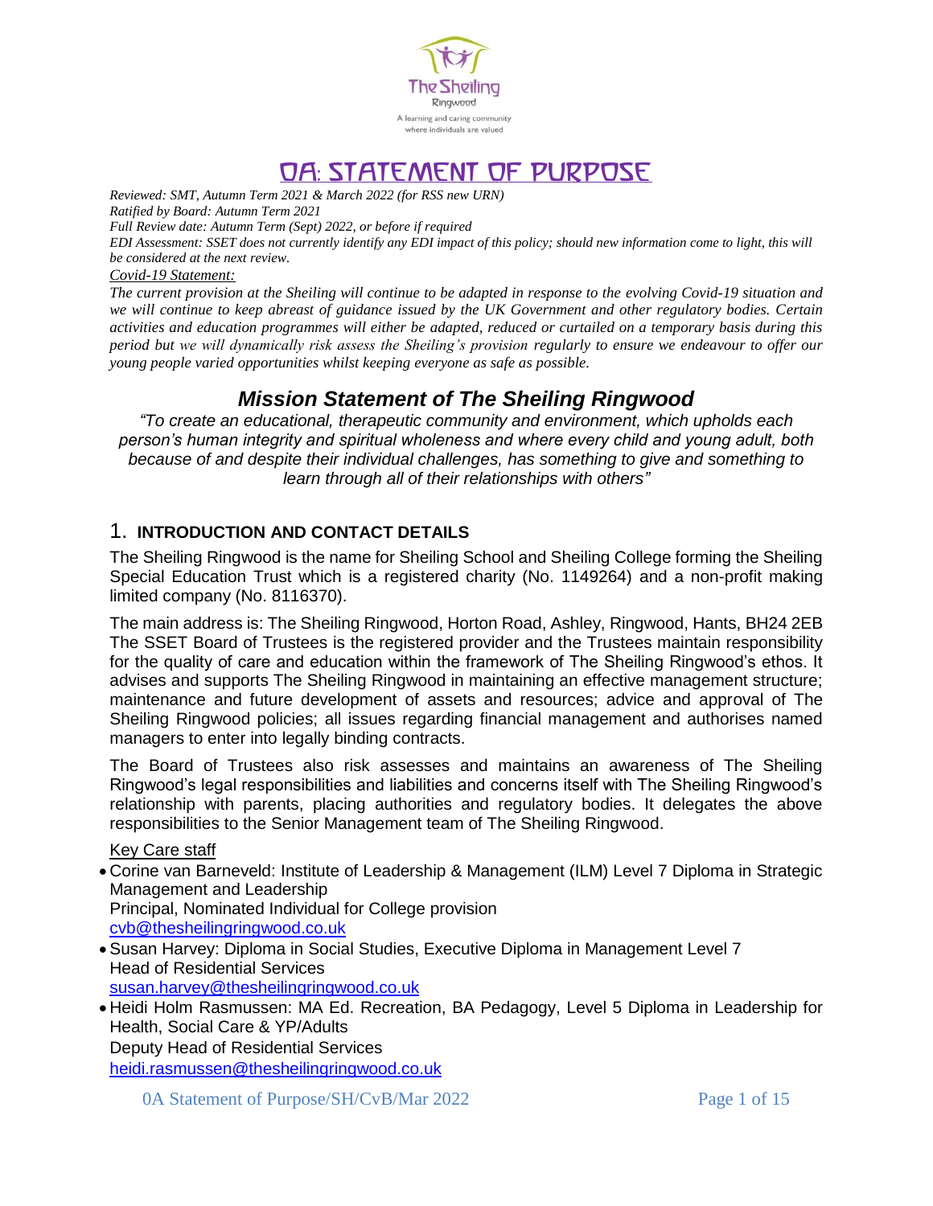The Sheiling
Ringwood
A learning and caring community
where individuals are valued

# 0A: STATEMENT OF PURPOSE

*Reviewed: SMT, Autumn Term 2021 & March 2022 (for RSS new URN)*
*Ratified by Board: Autumn Term 2021*
*Full Review date: Autumn Term (Sept) 2022, or before if required*
*EDI Assessment: SSET does not currently identify any EDI impact of this policy; should new information come to light, this will be considered at the next review.*

*Covid-19 Statement:*

*The current provision at the Sheiling will continue to be adapted in response to the evolving Covid-19 situation and we will continue to keep abreast of guidance issued by the UK Government and other regulatory bodies. Certain activities and education programmes will either be adapted, reduced or curtailed on a temporary basis during this period but we will dynamically risk assess the Sheiling's provision regularly to ensure we endeavour to offer our young people varied opportunities whilst keeping everyone as safe as possible.*

## *Mission Statement of The Sheiling Ringwood*

*"To create an educational, therapeutic community and environment, which upholds each person's human integrity and spiritual wholeness and where every child and young adult, both because of and despite their individual challenges, has something to give and something to learn through all of their relationships with others"*

## 1. INTRODUCTION AND CONTACT DETAILS

The Sheiling Ringwood is the name for Sheiling School and Sheiling College forming the Sheiling Special Education Trust which is a registered charity (No. 1149264) and a non-profit making limited company (No. 8116370).

The main address is: The Sheiling Ringwood, Horton Road, Ashley, Ringwood, Hants, BH24 2EB The SSET Board of Trustees is the registered provider and the Trustees maintain responsibility for the quality of care and education within the framework of The Sheiling Ringwood's ethos. It advises and supports The Sheiling Ringwood in maintaining an effective management structure; maintenance and future development of assets and resources; advice and approval of The Sheiling Ringwood policies; all issues regarding financial management and authorises named managers to enter into legally binding contracts.

The Board of Trustees also risk assesses and maintains an awareness of The Sheiling Ringwood's legal responsibilities and liabilities and concerns itself with The Sheiling Ringwood's relationship with parents, placing authorities and regulatory bodies. It delegates the above responsibilities to the Senior Management team of The Sheiling Ringwood.

Key Care staff

- Corine van Barneveld: Institute of Leadership & Management (ILM) Level 7 Diploma in Strategic Management and Leadership
  Principal, Nominated Individual for College provision
  cvb@thesheilingringwood.co.uk
- Susan Harvey: Diploma in Social Studies, Executive Diploma in Management Level 7
  Head of Residential Services
  susan.harvey@thesheilingringwood.co.uk
- Heidi Holm Rasmussen: MA Ed. Recreation, BA Pedagogy, Level 5 Diploma in Leadership for Health, Social Care & YP/Adults
  Deputy Head of Residential Services
  heidi.rasmussen@thesheilingringwood.co.uk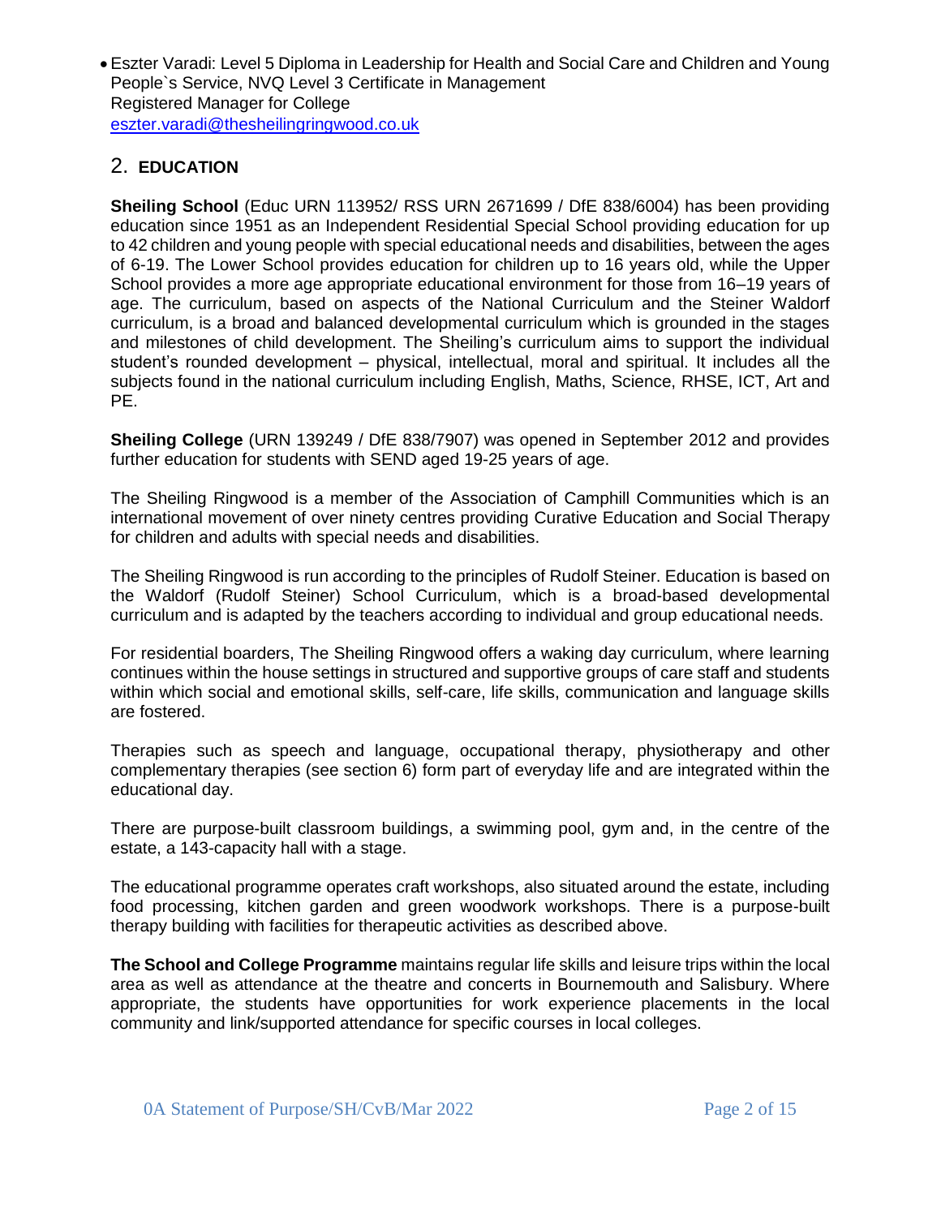- Eszter Varadi: Level 5 Diploma in Leadership for Health and Social Care and Children and Young People`s Service, NVQ Level 3 Certificate in Management
  Registered Manager for College
  eszter.varadi@thesheilingringwood.co.uk

## 2. EDUCATION

**Sheiling School** (Educ URN 113952/ RSS URN 2671699 / DfE 838/6004) has been providing education since 1951 as an Independent Residential Special School providing education for up to 42 children and young people with special educational needs and disabilities, between the ages of 6-19. The Lower School provides education for children up to 16 years old, while the Upper School provides a more age appropriate educational environment for those from 16–19 years of age. The curriculum, based on aspects of the National Curriculum and the Steiner Waldorf curriculum, is a broad and balanced developmental curriculum which is grounded in the stages and milestones of child development. The Sheiling's curriculum aims to support the individual student's rounded development – physical, intellectual, moral and spiritual. It includes all the subjects found in the national curriculum including English, Maths, Science, RHSE, ICT, Art and PE.

**Sheiling College** (URN 139249 / DfE 838/7907) was opened in September 2012 and provides further education for students with SEND aged 19-25 years of age.

The Sheiling Ringwood is a member of the Association of Camphill Communities which is an international movement of over ninety centres providing Curative Education and Social Therapy for children and adults with special needs and disabilities.

The Sheiling Ringwood is run according to the principles of Rudolf Steiner. Education is based on the Waldorf (Rudolf Steiner) School Curriculum, which is a broad-based developmental curriculum and is adapted by the teachers according to individual and group educational needs.

For residential boarders, The Sheiling Ringwood offers a waking day curriculum, where learning continues within the house settings in structured and supportive groups of care staff and students within which social and emotional skills, self-care, life skills, communication and language skills are fostered.

Therapies such as speech and language, occupational therapy, physiotherapy and other complementary therapies (see section 6) form part of everyday life and are integrated within the educational day.

There are purpose-built classroom buildings, a swimming pool, gym and, in the centre of the estate, a 143-capacity hall with a stage.

The educational programme operates craft workshops, also situated around the estate, including food processing, kitchen garden and green woodwork workshops. There is a purpose-built therapy building with facilities for therapeutic activities as described above.

**The School and College Programme** maintains regular life skills and leisure trips within the local area as well as attendance at the theatre and concerts in Bournemouth and Salisbury. Where appropriate, the students have opportunities for work experience placements in the local community and link/supported attendance for specific courses in local colleges.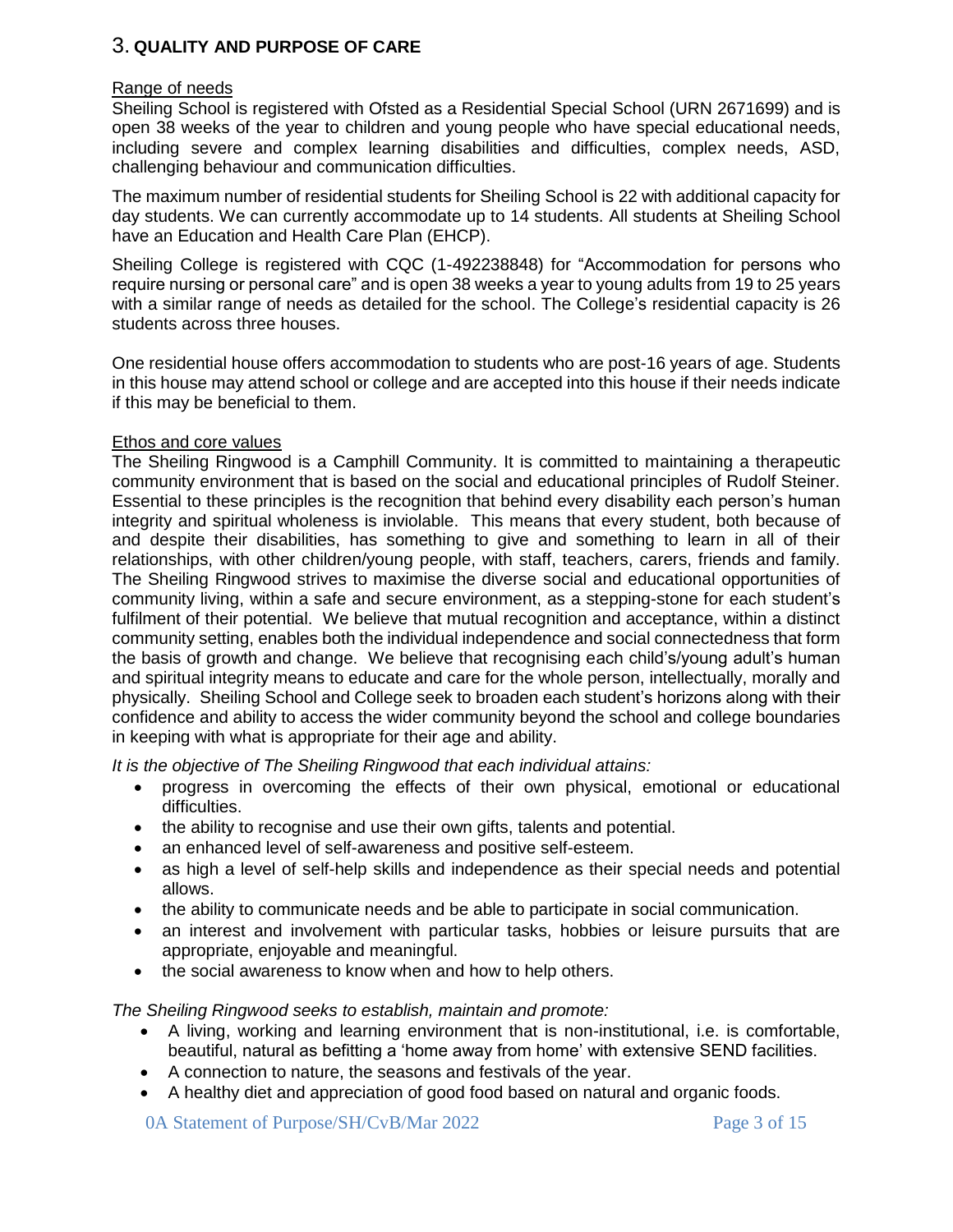## 3. QUALITY AND PURPOSE OF CARE

### Range of needs

Sheiling School is registered with Ofsted as a Residential Special School (URN 2671699) and is open 38 weeks of the year to children and young people who have special educational needs, including severe and complex learning disabilities and difficulties, complex needs, ASD, challenging behaviour and communication difficulties.

The maximum number of residential students for Sheiling School is 22 with additional capacity for day students. We can currently accommodate up to 14 students. All students at Sheiling School have an Education and Health Care Plan (EHCP).

Sheiling College is registered with CQC (1-492238848) for "Accommodation for persons who require nursing or personal care" and is open 38 weeks a year to young adults from 19 to 25 years with a similar range of needs as detailed for the school. The College's residential capacity is 26 students across three houses.

One residential house offers accommodation to students who are post-16 years of age. Students in this house may attend school or college and are accepted into this house if their needs indicate if this may be beneficial to them.

### Ethos and core values

The Sheiling Ringwood is a Camphill Community. It is committed to maintaining a therapeutic community environment that is based on the social and educational principles of Rudolf Steiner. Essential to these principles is the recognition that behind every disability each person's human integrity and spiritual wholeness is inviolable. This means that every student, both because of and despite their disabilities, has something to give and something to learn in all of their relationships, with other children/young people, with staff, teachers, carers, friends and family. The Sheiling Ringwood strives to maximise the diverse social and educational opportunities of community living, within a safe and secure environment, as a stepping-stone for each student's fulfilment of their potential. We believe that mutual recognition and acceptance, within a distinct community setting, enables both the individual independence and social connectedness that form the basis of growth and change. We believe that recognising each child's/young adult's human and spiritual integrity means to educate and care for the whole person, intellectually, morally and physically. Sheiling School and College seek to broaden each student's horizons along with their confidence and ability to access the wider community beyond the school and college boundaries in keeping with what is appropriate for their age and ability.

*It is the objective of The Sheiling Ringwood that each individual attains:*

- progress in overcoming the effects of their own physical, emotional or educational difficulties.
- the ability to recognise and use their own gifts, talents and potential.
- an enhanced level of self-awareness and positive self-esteem.
- as high a level of self-help skills and independence as their special needs and potential allows.
- the ability to communicate needs and be able to participate in social communication.
- an interest and involvement with particular tasks, hobbies or leisure pursuits that are appropriate, enjoyable and meaningful.
- the social awareness to know when and how to help others.

*The Sheiling Ringwood seeks to establish, maintain and promote:*

- A living, working and learning environment that is non-institutional, i.e. is comfortable, beautiful, natural as befitting a 'home away from home' with extensive SEND facilities.
- A connection to nature, the seasons and festivals of the year.
- A healthy diet and appreciation of good food based on natural and organic foods.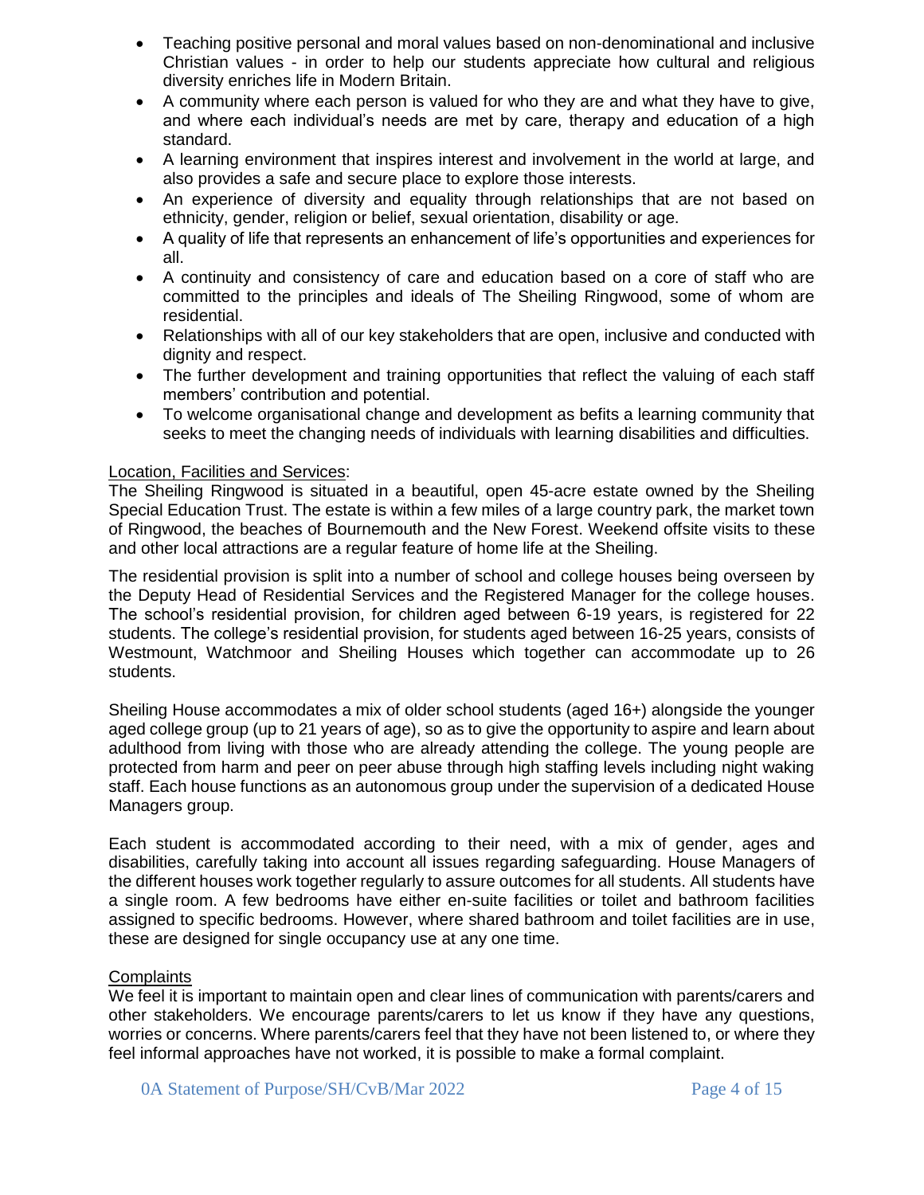- Teaching positive personal and moral values based on non-denominational and inclusive Christian values - in order to help our students appreciate how cultural and religious diversity enriches life in Modern Britain.
- A community where each person is valued for who they are and what they have to give, and where each individual's needs are met by care, therapy and education of a high standard.
- A learning environment that inspires interest and involvement in the world at large, and also provides a safe and secure place to explore those interests.
- An experience of diversity and equality through relationships that are not based on ethnicity, gender, religion or belief, sexual orientation, disability or age.
- A quality of life that represents an enhancement of life's opportunities and experiences for all.
- A continuity and consistency of care and education based on a core of staff who are committed to the principles and ideals of The Sheiling Ringwood, some of whom are residential.
- Relationships with all of our key stakeholders that are open, inclusive and conducted with dignity and respect.
- The further development and training opportunities that reflect the valuing of each staff members' contribution and potential.
- To welcome organisational change and development as befits a learning community that seeks to meet the changing needs of individuals with learning disabilities and difficulties.

<u>Location, Facilities and Services</u>:

The Sheiling Ringwood is situated in a beautiful, open 45-acre estate owned by the Sheiling Special Education Trust. The estate is within a few miles of a large country park, the market town of Ringwood, the beaches of Bournemouth and the New Forest. Weekend offsite visits to these and other local attractions are a regular feature of home life at the Sheiling.

The residential provision is split into a number of school and college houses being overseen by the Deputy Head of Residential Services and the Registered Manager for the college houses. The school's residential provision, for children aged between 6-19 years, is registered for 22 students. The college's residential provision, for students aged between 16-25 years, consists of Westmount, Watchmoor and Sheiling Houses which together can accommodate up to 26 students.

Sheiling House accommodates a mix of older school students (aged 16+) alongside the younger aged college group (up to 21 years of age), so as to give the opportunity to aspire and learn about adulthood from living with those who are already attending the college. The young people are protected from harm and peer on peer abuse through high staffing levels including night waking staff. Each house functions as an autonomous group under the supervision of a dedicated House Managers group.

Each student is accommodated according to their need, with a mix of gender, ages and disabilities, carefully taking into account all issues regarding safeguarding. House Managers of the different houses work together regularly to assure outcomes for all students. All students have a single room. A few bedrooms have either en-suite facilities or toilet and bathroom facilities assigned to specific bedrooms. However, where shared bathroom and toilet facilities are in use, these are designed for single occupancy use at any one time.

<u>Complaints</u>

We feel it is important to maintain open and clear lines of communication with parents/carers and other stakeholders. We encourage parents/carers to let us know if they have any questions, worries or concerns. Where parents/carers feel that they have not been listened to, or where they feel informal approaches have not worked, it is possible to make a formal complaint.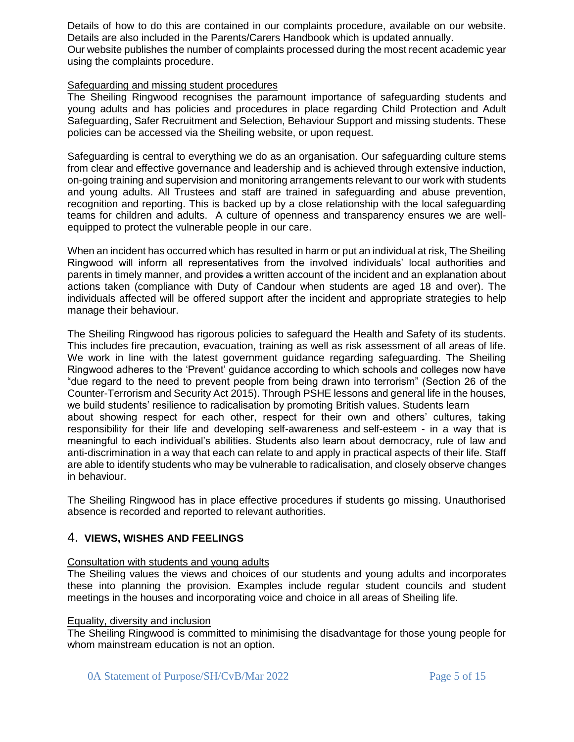Details of how to do this are contained in our complaints procedure, available on our website. Details are also included in the Parents/Carers Handbook which is updated annually.
Our website publishes the number of complaints processed during the most recent academic year using the complaints procedure.

Safeguarding and missing student procedures

The Sheiling Ringwood recognises the paramount importance of safeguarding students and young adults and has policies and procedures in place regarding Child Protection and Adult Safeguarding, Safer Recruitment and Selection, Behaviour Support and missing students. These policies can be accessed via the Sheiling website, or upon request.

Safeguarding is central to everything we do as an organisation. Our safeguarding culture stems from clear and effective governance and leadership and is achieved through extensive induction, on-going training and supervision and monitoring arrangements relevant to our work with students and young adults. All Trustees and staff are trained in safeguarding and abuse prevention, recognition and reporting. This is backed up by a close relationship with the local safeguarding teams for children and adults. A culture of openness and transparency ensures we are well-equipped to protect the vulnerable people in our care.

When an incident has occurred which has resulted in harm or put an individual at risk, The Sheiling Ringwood will inform all representatives from the involved individuals' local authorities and parents in timely manner, and provides a written account of the incident and an explanation about actions taken (compliance with Duty of Candour when students are aged 18 and over). The individuals affected will be offered support after the incident and appropriate strategies to help manage their behaviour.

The Sheiling Ringwood has rigorous policies to safeguard the Health and Safety of its students. This includes fire precaution, evacuation, training as well as risk assessment of all areas of life. We work in line with the latest government guidance regarding safeguarding. The Sheiling Ringwood adheres to the 'Prevent' guidance according to which schools and colleges now have "due regard to the need to prevent people from being drawn into terrorism" (Section 26 of the Counter-Terrorism and Security Act 2015). Through PSHE lessons and general life in the houses, we build students' resilience to radicalisation by promoting British values. Students learn about showing respect for each other, respect for their own and others' cultures, taking responsibility for their life and developing self-awareness and self-esteem - in a way that is meaningful to each individual's abilities. Students also learn about democracy, rule of law and anti-discrimination in a way that each can relate to and apply in practical aspects of their life. Staff are able to identify students who may be vulnerable to radicalisation, and closely observe changes in behaviour.

The Sheiling Ringwood has in place effective procedures if students go missing. Unauthorised absence is recorded and reported to relevant authorities.

## 4. VIEWS, WISHES AND FEELINGS

Consultation with students and young adults

The Sheiling values the views and choices of our students and young adults and incorporates these into planning the provision. Examples include regular student councils and student meetings in the houses and incorporating voice and choice in all areas of Sheiling life.

Equality, diversity and inclusion

The Sheiling Ringwood is committed to minimising the disadvantage for those young people for whom mainstream education is not an option.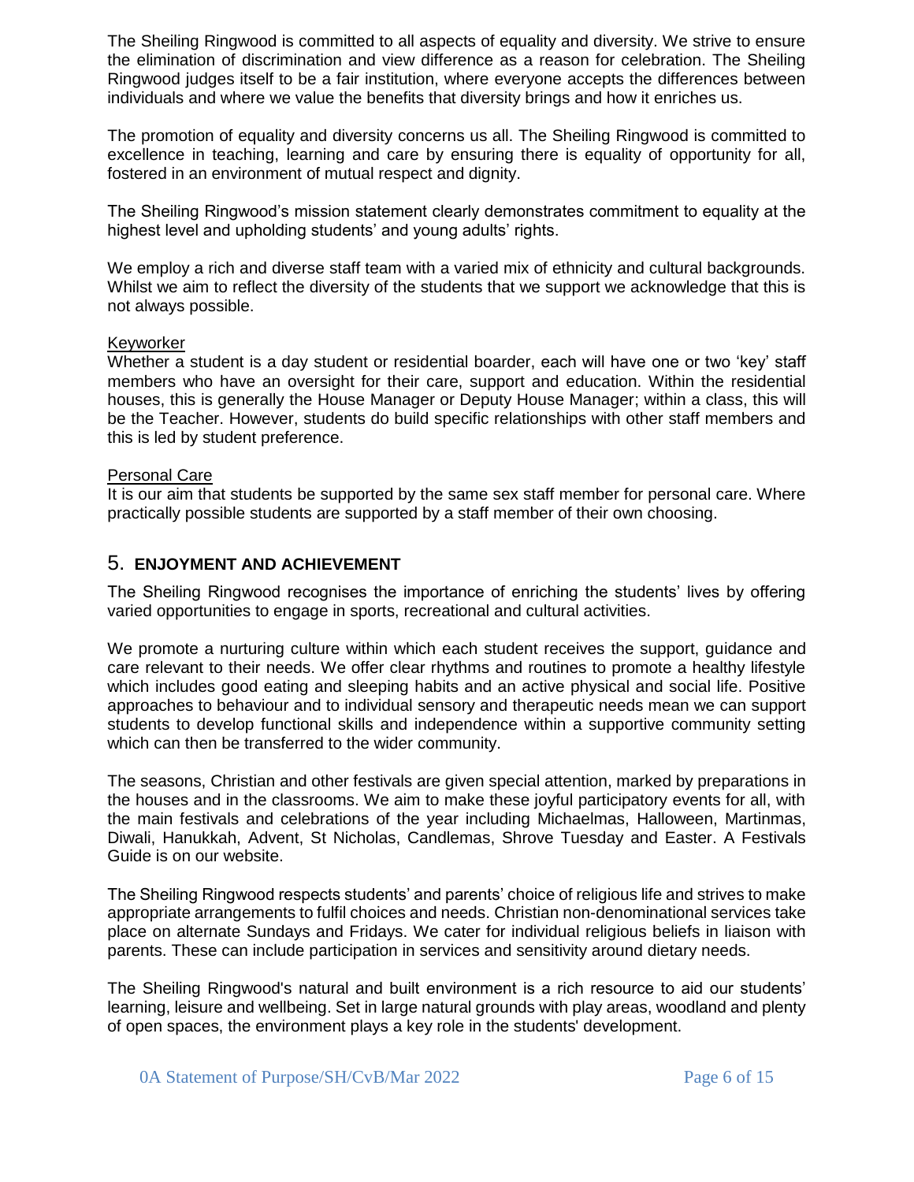The Sheiling Ringwood is committed to all aspects of equality and diversity. We strive to ensure the elimination of discrimination and view difference as a reason for celebration. The Sheiling Ringwood judges itself to be a fair institution, where everyone accepts the differences between individuals and where we value the benefits that diversity brings and how it enriches us.

The promotion of equality and diversity concerns us all. The Sheiling Ringwood is committed to excellence in teaching, learning and care by ensuring there is equality of opportunity for all, fostered in an environment of mutual respect and dignity.

The Sheiling Ringwood's mission statement clearly demonstrates commitment to equality at the highest level and upholding students' and young adults' rights.

We employ a rich and diverse staff team with a varied mix of ethnicity and cultural backgrounds. Whilst we aim to reflect the diversity of the students that we support we acknowledge that this is not always possible.

<u>Keyworker</u>

Whether a student is a day student or residential boarder, each will have one or two 'key' staff members who have an oversight for their care, support and education. Within the residential houses, this is generally the House Manager or Deputy House Manager; within a class, this will be the Teacher. However, students do build specific relationships with other staff members and this is led by student preference.

<u>Personal Care</u>

It is our aim that students be supported by the same sex staff member for personal care. Where practically possible students are supported by a staff member of their own choosing.

## 5. ENJOYMENT AND ACHIEVEMENT

The Sheiling Ringwood recognises the importance of enriching the students' lives by offering varied opportunities to engage in sports, recreational and cultural activities.

We promote a nurturing culture within which each student receives the support, guidance and care relevant to their needs. We offer clear rhythms and routines to promote a healthy lifestyle which includes good eating and sleeping habits and an active physical and social life. Positive approaches to behaviour and to individual sensory and therapeutic needs mean we can support students to develop functional skills and independence within a supportive community setting which can then be transferred to the wider community.

The seasons, Christian and other festivals are given special attention, marked by preparations in the houses and in the classrooms. We aim to make these joyful participatory events for all, with the main festivals and celebrations of the year including Michaelmas, Halloween, Martinmas, Diwali, Hanukkah, Advent, St Nicholas, Candlemas, Shrove Tuesday and Easter. A Festivals Guide is on our website.

The Sheiling Ringwood respects students' and parents' choice of religious life and strives to make appropriate arrangements to fulfil choices and needs. Christian non-denominational services take place on alternate Sundays and Fridays. We cater for individual religious beliefs in liaison with parents. These can include participation in services and sensitivity around dietary needs.

The Sheiling Ringwood's natural and built environment is a rich resource to aid our students' learning, leisure and wellbeing. Set in large natural grounds with play areas, woodland and plenty of open spaces, the environment plays a key role in the students' development.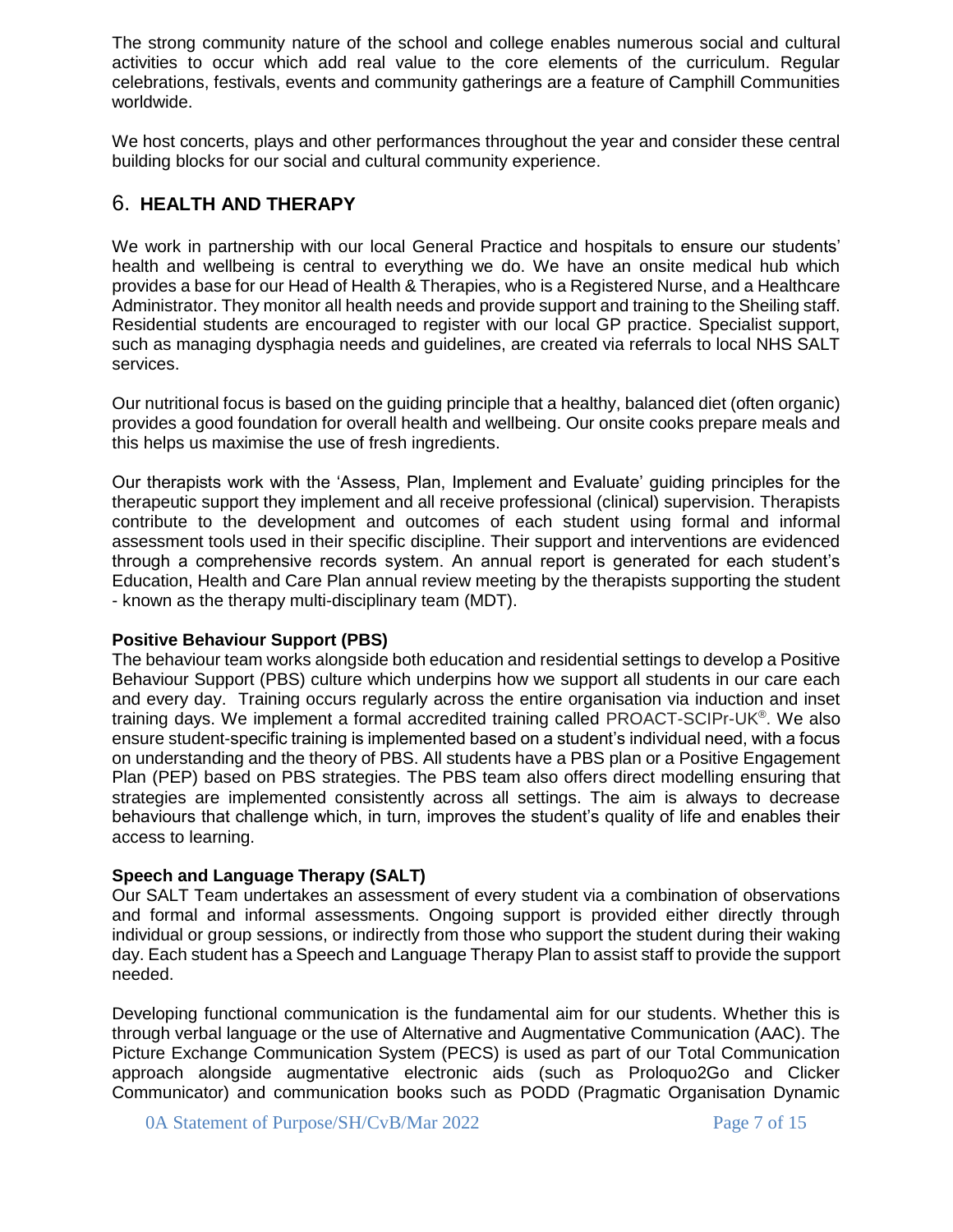The strong community nature of the school and college enables numerous social and cultural activities to occur which add real value to the core elements of the curriculum. Regular celebrations, festivals, events and community gatherings are a feature of Camphill Communities worldwide.

We host concerts, plays and other performances throughout the year and consider these central building blocks for our social and cultural community experience.

## 6. HEALTH AND THERAPY

We work in partnership with our local General Practice and hospitals to ensure our students' health and wellbeing is central to everything we do. We have an onsite medical hub which provides a base for our Head of Health & Therapies, who is a Registered Nurse, and a Healthcare Administrator. They monitor all health needs and provide support and training to the Sheiling staff. Residential students are encouraged to register with our local GP practice. Specialist support, such as managing dysphagia needs and guidelines, are created via referrals to local NHS SALT services.

Our nutritional focus is based on the guiding principle that a healthy, balanced diet (often organic) provides a good foundation for overall health and wellbeing. Our onsite cooks prepare meals and this helps us maximise the use of fresh ingredients.

Our therapists work with the 'Assess, Plan, Implement and Evaluate' guiding principles for the therapeutic support they implement and all receive professional (clinical) supervision. Therapists contribute to the development and outcomes of each student using formal and informal assessment tools used in their specific discipline. Their support and interventions are evidenced through a comprehensive records system. An annual report is generated for each student's Education, Health and Care Plan annual review meeting by the therapists supporting the student - known as the therapy multi-disciplinary team (MDT).

**Positive Behaviour Support (PBS)**

The behaviour team works alongside both education and residential settings to develop a Positive Behaviour Support (PBS) culture which underpins how we support all students in our care each and every day. Training occurs regularly across the entire organisation via induction and inset training days. We implement a formal accredited training called PROACT-SCIPr-UK®. We also ensure student-specific training is implemented based on a student's individual need, with a focus on understanding and the theory of PBS. All students have a PBS plan or a Positive Engagement Plan (PEP) based on PBS strategies. The PBS team also offers direct modelling ensuring that strategies are implemented consistently across all settings. The aim is always to decrease behaviours that challenge which, in turn, improves the student's quality of life and enables their access to learning.

**Speech and Language Therapy (SALT)**

Our SALT Team undertakes an assessment of every student via a combination of observations and formal and informal assessments. Ongoing support is provided either directly through individual or group sessions, or indirectly from those who support the student during their waking day. Each student has a Speech and Language Therapy Plan to assist staff to provide the support needed.

Developing functional communication is the fundamental aim for our students. Whether this is through verbal language or the use of Alternative and Augmentative Communication (AAC). The Picture Exchange Communication System (PECS) is used as part of our Total Communication approach alongside augmentative electronic aids (such as Proloquo2Go and Clicker Communicator) and communication books such as PODD (Pragmatic Organisation Dynamic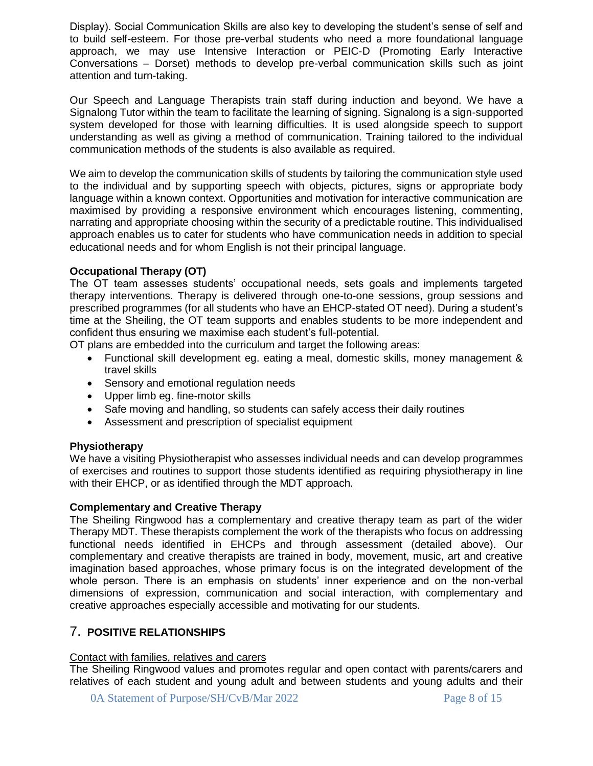Display). Social Communication Skills are also key to developing the student's sense of self and to build self-esteem. For those pre-verbal students who need a more foundational language approach, we may use Intensive Interaction or PEIC-D (Promoting Early Interactive Conversations – Dorset) methods to develop pre-verbal communication skills such as joint attention and turn-taking.

Our Speech and Language Therapists train staff during induction and beyond. We have a Signalong Tutor within the team to facilitate the learning of signing. Signalong is a sign-supported system developed for those with learning difficulties. It is used alongside speech to support understanding as well as giving a method of communication. Training tailored to the individual communication methods of the students is also available as required.

We aim to develop the communication skills of students by tailoring the communication style used to the individual and by supporting speech with objects, pictures, signs or appropriate body language within a known context. Opportunities and motivation for interactive communication are maximised by providing a responsive environment which encourages listening, commenting, narrating and appropriate choosing within the security of a predictable routine. This individualised approach enables us to cater for students who have communication needs in addition to special educational needs and for whom English is not their principal language.

**Occupational Therapy (OT)**

The OT team assesses students' occupational needs, sets goals and implements targeted therapy interventions. Therapy is delivered through one-to-one sessions, group sessions and prescribed programmes (for all students who have an EHCP-stated OT need). During a student's time at the Sheiling, the OT team supports and enables students to be more independent and confident thus ensuring we maximise each student's full-potential.

OT plans are embedded into the curriculum and target the following areas:

- Functional skill development eg. eating a meal, domestic skills, money management & travel skills
- Sensory and emotional regulation needs
- Upper limb eg. fine-motor skills
- Safe moving and handling, so students can safely access their daily routines
- Assessment and prescription of specialist equipment

**Physiotherapy**

We have a visiting Physiotherapist who assesses individual needs and can develop programmes of exercises and routines to support those students identified as requiring physiotherapy in line with their EHCP, or as identified through the MDT approach.

**Complementary and Creative Therapy**

The Sheiling Ringwood has a complementary and creative therapy team as part of the wider Therapy MDT. These therapists complement the work of the therapists who focus on addressing functional needs identified in EHCPs and through assessment (detailed above). Our complementary and creative therapists are trained in body, movement, music, art and creative imagination based approaches, whose primary focus is on the integrated development of the whole person. There is an emphasis on students' inner experience and on the non-verbal dimensions of expression, communication and social interaction, with complementary and creative approaches especially accessible and motivating for our students.

## 7. POSITIVE RELATIONSHIPS

Contact with families, relatives and carers

The Sheiling Ringwood values and promotes regular and open contact with parents/carers and relatives of each student and young adult and between students and young adults and their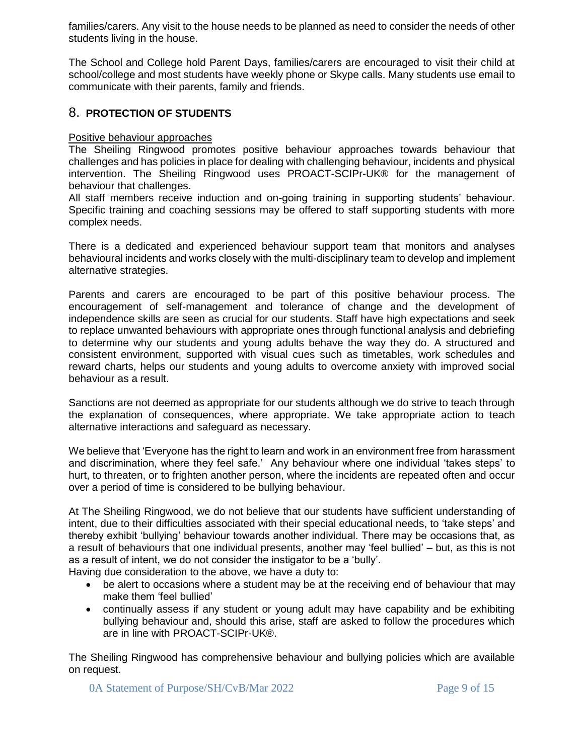families/carers. Any visit to the house needs to be planned as need to consider the needs of other students living in the house.

The School and College hold Parent Days, families/carers are encouraged to visit their child at school/college and most students have weekly phone or Skype calls. Many students use email to communicate with their parents, family and friends.

## 8. PROTECTION OF STUDENTS

Positive behaviour approaches

The Sheiling Ringwood promotes positive behaviour approaches towards behaviour that challenges and has policies in place for dealing with challenging behaviour, incidents and physical intervention. The Sheiling Ringwood uses PROACT-SCIPr-UK® for the management of behaviour that challenges.

All staff members receive induction and on-going training in supporting students' behaviour. Specific training and coaching sessions may be offered to staff supporting students with more complex needs.

There is a dedicated and experienced behaviour support team that monitors and analyses behavioural incidents and works closely with the multi-disciplinary team to develop and implement alternative strategies.

Parents and carers are encouraged to be part of this positive behaviour process. The encouragement of self-management and tolerance of change and the development of independence skills are seen as crucial for our students. Staff have high expectations and seek to replace unwanted behaviours with appropriate ones through functional analysis and debriefing to determine why our students and young adults behave the way they do. A structured and consistent environment, supported with visual cues such as timetables, work schedules and reward charts, helps our students and young adults to overcome anxiety with improved social behaviour as a result.

Sanctions are not deemed as appropriate for our students although we do strive to teach through the explanation of consequences, where appropriate. We take appropriate action to teach alternative interactions and safeguard as necessary.

We believe that 'Everyone has the right to learn and work in an environment free from harassment and discrimination, where they feel safe.' Any behaviour where one individual 'takes steps' to hurt, to threaten, or to frighten another person, where the incidents are repeated often and occur over a period of time is considered to be bullying behaviour.

At The Sheiling Ringwood, we do not believe that our students have sufficient understanding of intent, due to their difficulties associated with their special educational needs, to 'take steps' and thereby exhibit 'bullying' behaviour towards another individual. There may be occasions that, as a result of behaviours that one individual presents, another may 'feel bullied' – but, as this is not as a result of intent, we do not consider the instigator to be a 'bully'.

Having due consideration to the above, we have a duty to:

- be alert to occasions where a student may be at the receiving end of behaviour that may make them 'feel bullied'
- continually assess if any student or young adult may have capability and be exhibiting bullying behaviour and, should this arise, staff are asked to follow the procedures which are in line with PROACT-SCIPr-UK®.

The Sheiling Ringwood has comprehensive behaviour and bullying policies which are available on request.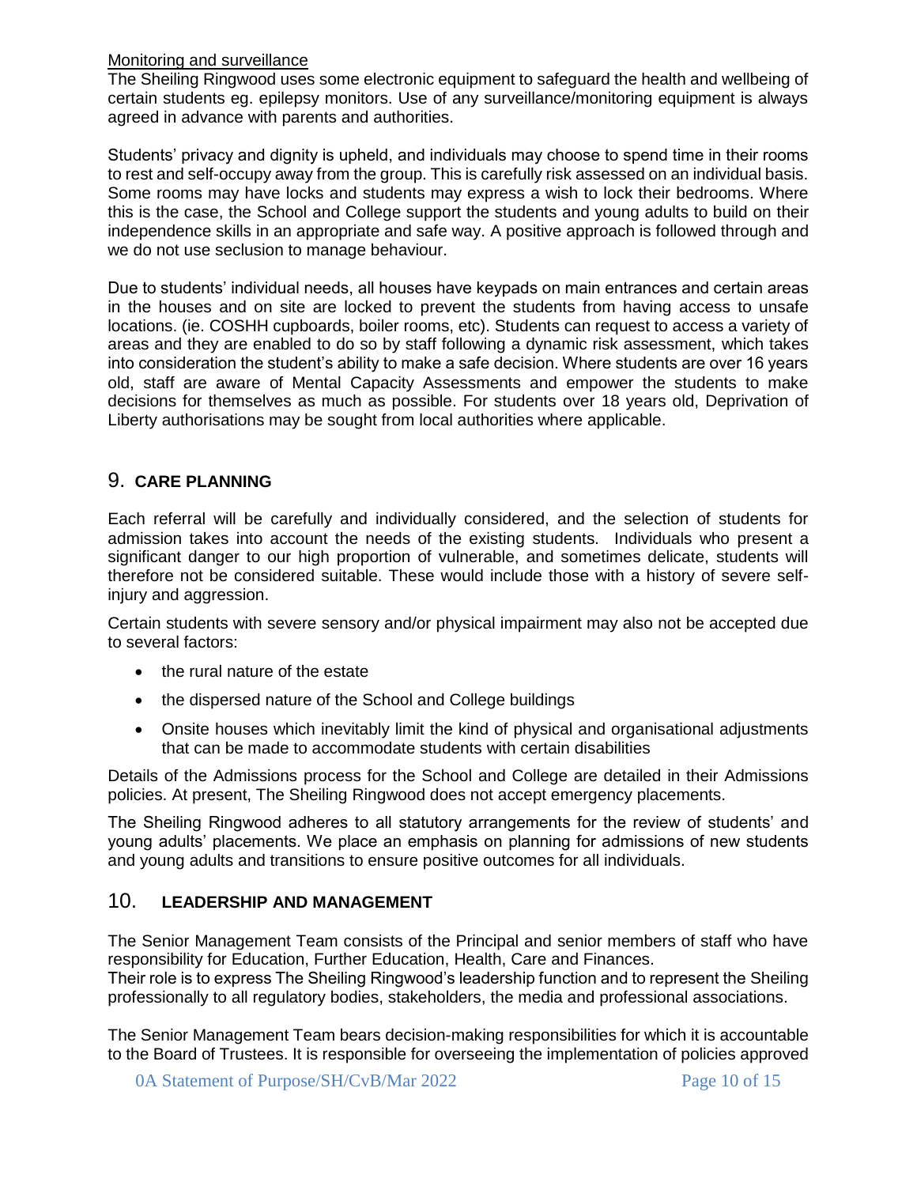Monitoring and surveillance

The Sheiling Ringwood uses some electronic equipment to safeguard the health and wellbeing of certain students eg. epilepsy monitors. Use of any surveillance/monitoring equipment is always agreed in advance with parents and authorities.

Students' privacy and dignity is upheld, and individuals may choose to spend time in their rooms to rest and self-occupy away from the group. This is carefully risk assessed on an individual basis. Some rooms may have locks and students may express a wish to lock their bedrooms. Where this is the case, the School and College support the students and young adults to build on their independence skills in an appropriate and safe way. A positive approach is followed through and we do not use seclusion to manage behaviour.

Due to students' individual needs, all houses have keypads on main entrances and certain areas in the houses and on site are locked to prevent the students from having access to unsafe locations. (ie. COSHH cupboards, boiler rooms, etc). Students can request to access a variety of areas and they are enabled to do so by staff following a dynamic risk assessment, which takes into consideration the student's ability to make a safe decision. Where students are over 16 years old, staff are aware of Mental Capacity Assessments and empower the students to make decisions for themselves as much as possible. For students over 18 years old, Deprivation of Liberty authorisations may be sought from local authorities where applicable.

## 9. CARE PLANNING

Each referral will be carefully and individually considered, and the selection of students for admission takes into account the needs of the existing students. Individuals who present a significant danger to our high proportion of vulnerable, and sometimes delicate, students will therefore not be considered suitable. These would include those with a history of severe self-injury and aggression.

Certain students with severe sensory and/or physical impairment may also not be accepted due to several factors:

- the rural nature of the estate
- the dispersed nature of the School and College buildings
- Onsite houses which inevitably limit the kind of physical and organisational adjustments that can be made to accommodate students with certain disabilities

Details of the Admissions process for the School and College are detailed in their Admissions policies. At present, The Sheiling Ringwood does not accept emergency placements.

The Sheiling Ringwood adheres to all statutory arrangements for the review of students' and young adults' placements. We place an emphasis on planning for admissions of new students and young adults and transitions to ensure positive outcomes for all individuals.

## 10. LEADERSHIP AND MANAGEMENT

The Senior Management Team consists of the Principal and senior members of staff who have responsibility for Education, Further Education, Health, Care and Finances.
Their role is to express The Sheiling Ringwood's leadership function and to represent the Sheiling professionally to all regulatory bodies, stakeholders, the media and professional associations.

The Senior Management Team bears decision-making responsibilities for which it is accountable to the Board of Trustees. It is responsible for overseeing the implementation of policies approved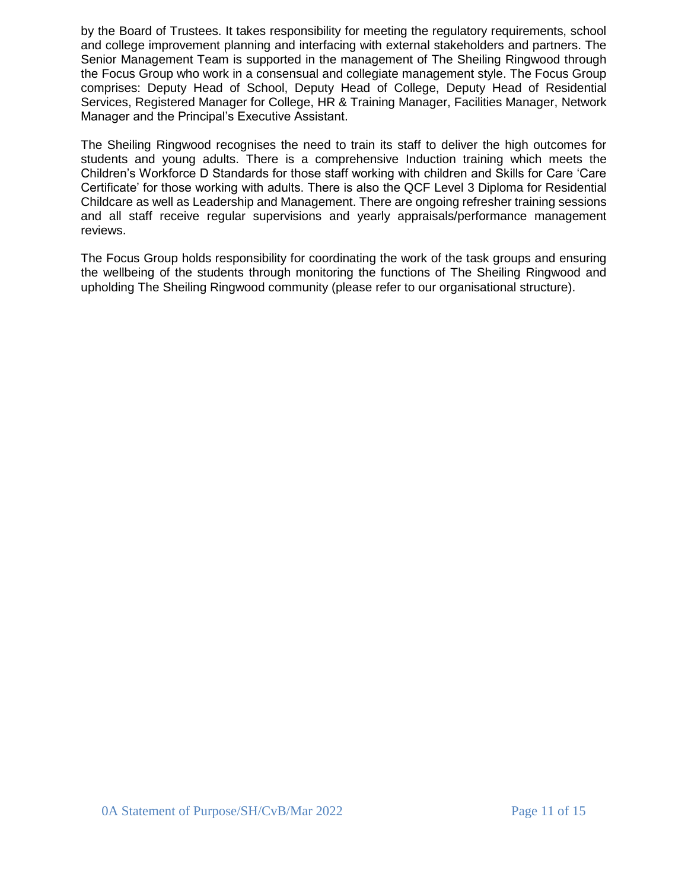by the Board of Trustees. It takes responsibility for meeting the regulatory requirements, school and college improvement planning and interfacing with external stakeholders and partners. The Senior Management Team is supported in the management of The Sheiling Ringwood through the Focus Group who work in a consensual and collegiate management style. The Focus Group comprises: Deputy Head of School, Deputy Head of College, Deputy Head of Residential Services, Registered Manager for College, HR & Training Manager, Facilities Manager, Network Manager and the Principal's Executive Assistant.

The Sheiling Ringwood recognises the need to train its staff to deliver the high outcomes for students and young adults. There is a comprehensive Induction training which meets the Children's Workforce D Standards for those staff working with children and Skills for Care 'Care Certificate' for those working with adults. There is also the QCF Level 3 Diploma for Residential Childcare as well as Leadership and Management. There are ongoing refresher training sessions and all staff receive regular supervisions and yearly appraisals/performance management reviews.

The Focus Group holds responsibility for coordinating the work of the task groups and ensuring the wellbeing of the students through monitoring the functions of The Sheiling Ringwood and upholding The Sheiling Ringwood community (please refer to our organisational structure).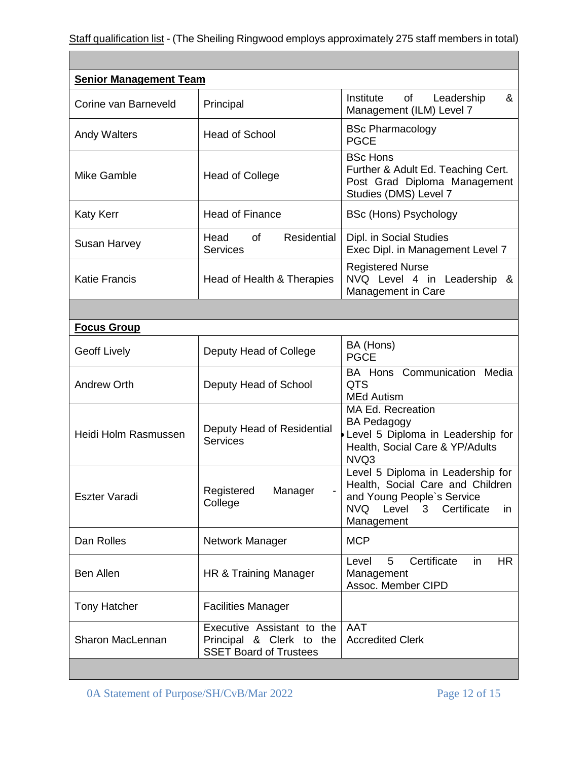<u>Staff qualification list</u> - (The Sheiling Ringwood employs approximately 275 staff members in total)

| | | |
|---|---|---|
| **<u>Senior Management Team</u>** | | |
| Corine van Barneveld | Principal | Institute of Leadership & Management (ILM) Level 7 |
| Andy Walters | Head of School | BSc Pharmacology<br>PGCE |
| Mike Gamble | Head of College | BSc Hons<br>Further & Adult Ed. Teaching Cert.<br>Post Grad Diploma Management Studies (DMS) Level 7 |
| Katy Kerr | Head of Finance | BSc (Hons) Psychology |
| Susan Harvey | Head of Residential Services | Dipl. in Social Studies<br>Exec Dipl. in Management Level 7 |
| Katie Francis | Head of Health & Therapies | Registered Nurse<br>NVQ Level 4 in Leadership & Management in Care |
| | | |
| **<u>Focus Group</u>** | | |
| Geoff Lively | Deputy Head of College | BA (Hons)<br>PGCE |
| Andrew Orth | Deputy Head of School | BA Hons Communication Media<br>QTS<br>MEd Autism |
| Heidi Holm Rasmussen | Deputy Head of Residential Services | MA Ed. Recreation<br>BA Pedagogy<br>Level 5 Diploma in Leadership for Health, Social Care & YP/Adults<br>NVQ3 |
| Eszter Varadi | Registered Manager - College | Level 5 Diploma in Leadership for Health, Social Care and Children and Young People`s Service<br>NVQ Level 3 Certificate in Management |
| Dan Rolles | Network Manager | MCP |
| Ben Allen | HR & Training Manager | Level 5 Certificate in HR Management<br>Assoc. Member CIPD |
| Tony Hatcher | Facilities Manager | |
| Sharon MacLennan | Executive Assistant to the Principal & Clerk to the SSET Board of Trustees | AAT<br>Accredited Clerk |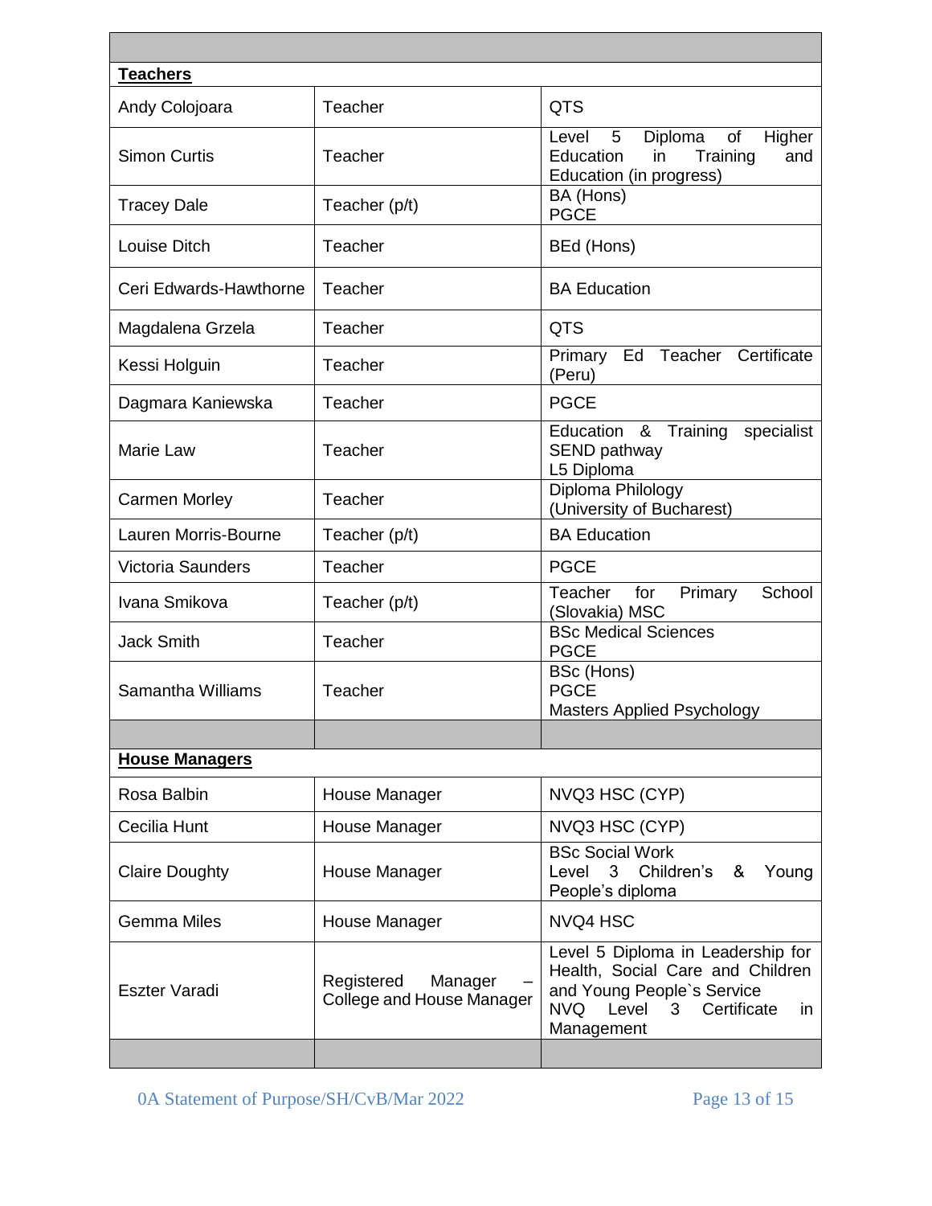| | | |
|---|---|---|
| **Teachers** | | |
| Andy Colojoara | Teacher | QTS |
| Simon Curtis | Teacher | Level 5 Diploma of Higher Education in Training and Education (in progress) |
| Tracey Dale | Teacher (p/t) | BA (Hons)<br>PGCE |
| Louise Ditch | Teacher | BEd (Hons) |
| Ceri Edwards-Hawthorne | Teacher | BA Education |
| Magdalena Grzela | Teacher | QTS |
| Kessi Holguin | Teacher | Primary Ed Teacher Certificate (Peru) |
| Dagmara Kaniewska | Teacher | PGCE |
| Marie Law | Teacher | Education & Training specialist SEND pathway<br>L5 Diploma |
| Carmen Morley | Teacher | Diploma Philology<br>(University of Bucharest) |
| Lauren Morris-Bourne | Teacher (p/t) | BA Education |
| Victoria Saunders | Teacher | PGCE |
| Ivana Smikova | Teacher (p/t) | Teacher for Primary School (Slovakia) MSC |
| Jack Smith | Teacher | BSc Medical Sciences<br>PGCE |
| Samantha Williams | Teacher | BSc (Hons)<br>PGCE<br>Masters Applied Psychology |
| | | |
| **House Managers** | | |
| Rosa Balbin | House Manager | NVQ3 HSC (CYP) |
| Cecilia Hunt | House Manager | NVQ3 HSC (CYP) |
| Claire Doughty | House Manager | BSc Social Work<br>Level 3 Children's & Young People's diploma |
| Gemma Miles | House Manager | NVQ4 HSC |
| Eszter Varadi | Registered Manager – College and House Manager | Level 5 Diploma in Leadership for Health, Social Care and Children and Young People`s Service<br>NVQ Level 3 Certificate in Management |
| | | |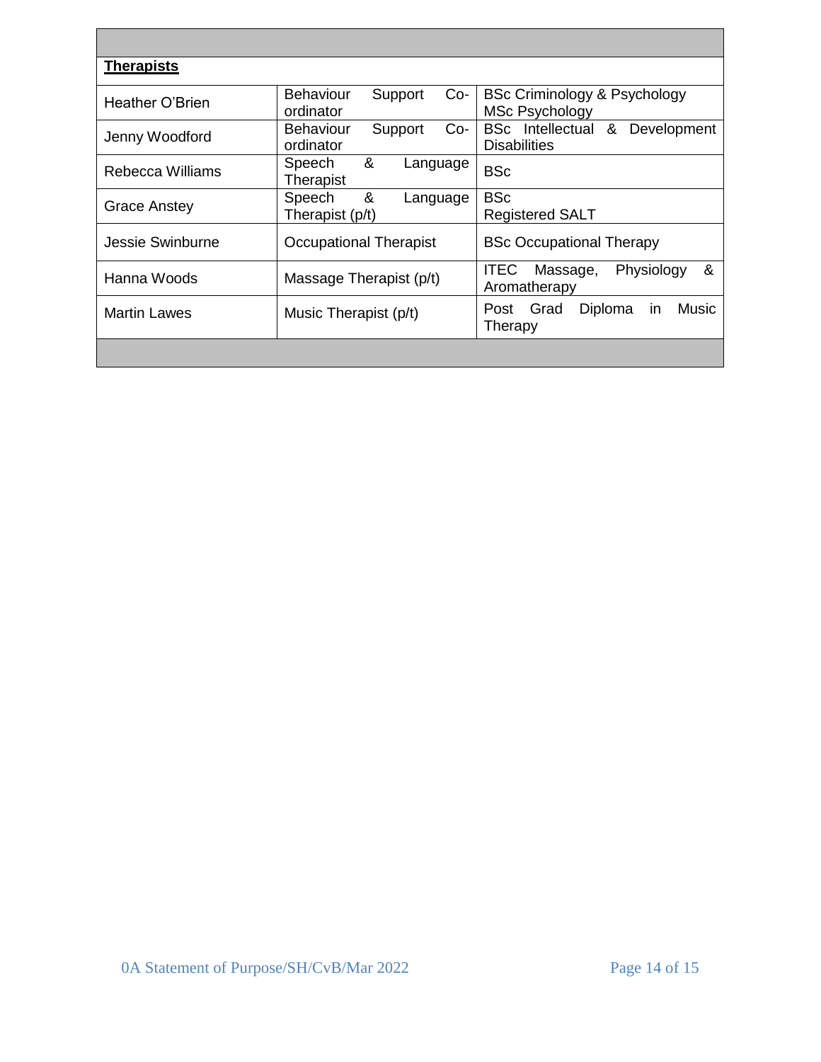| **Therapists** | | |
|---|---|---|
| Heather O'Brien | Behaviour Support Co-ordinator | BSc Criminology & Psychology<br>MSc Psychology |
| Jenny Woodford | Behaviour Support Co-ordinator | BSc Intellectual & Development Disabilities |
| Rebecca Williams | Speech & Language Therapist | BSc |
| Grace Anstey | Speech & Language Therapist (p/t) | BSc<br>Registered SALT |
| Jessie Swinburne | Occupational Therapist | BSc Occupational Therapy |
| Hanna Woods | Massage Therapist (p/t) | ITEC Massage, Physiology & Aromatherapy |
| Martin Lawes | Music Therapist (p/t) | Post Grad Diploma in Music Therapy |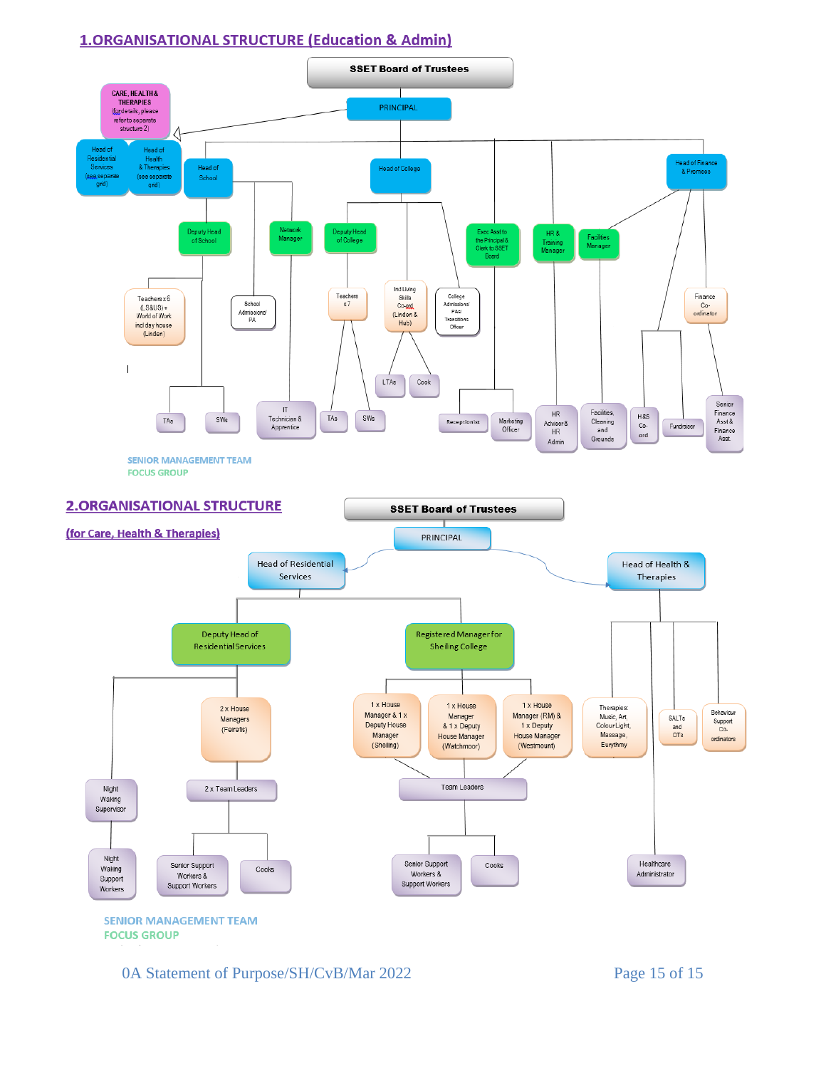## 1.ORGANISATIONAL STRUCTURE (Education & Admin)

SSET Board of Trustees

PRINCIPAL

CARE, HEALTH & THERAPIES (for details, please refer to separate structure 2)

Head of Residential Services (see separate grid)

Head of Health & Therapies (see separate grid)

Head of School

Head of College

Head of Finance & Premises

Deputy Head of School

Network Manager

Deputy Head of College

Exec Asst to the Principal & Clerk to SSET Board

HR & Training Manager

Facilities Manager

Teachers x 6 (LS&US) + World of Work incl day house (Linden)

School Admissions/ PA

Teachers x 7

Ind Living Skills Co-ord (Linden & Hub)

College Admissions/ PA/ Transitions Officer

Finance Co-ordinator

LTAs

Cook

TAs

SWs

IT Technician & Apprentice

TAs

SWs

Receptionist

Marketing Officer

HR Advisor & HR Admin

Facilities, Cleaning and Grounds

H&S Co-ord

Fundraiser

Senior Finance Asst & Finance Asst

SENIOR MANAGEMENT TEAM

FOCUS GROUP

## 2.ORGANISATIONAL STRUCTURE

(for Care, Health & Therapies)

SSET Board of Trustees

PRINCIPAL

Head of Residential Services

Head of Health & Therapies

Deputy Head of Residential Services

Registered Manager for Sheiling College

2 x House Managers (Ferrets)

1 x House Manager & 1 x Deputy House Manager (Sheiling)

1 x House Manager & 1 x Deputy House Manager (Watchmoor)

1 x House Manager (RM) & 1 x Deputy House Manager (Westmount)

Therapies: Music, Art, Colour Light, Massage, Eurythmy

SALTs and OTs

Behaviour Support Co-ordinators

Night Waking Supervisor

2 x Team Leaders

Team Leaders

Night Waking Support Workers

Senior Support Workers & Support Workers

Cooks

Senior Support Workers & Support Workers

Cooks

Healthcare Administrator

SENIOR MANAGEMENT TEAM

FOCUS GROUP

0A Statement of Purpose/SH/CvB/Mar 2022